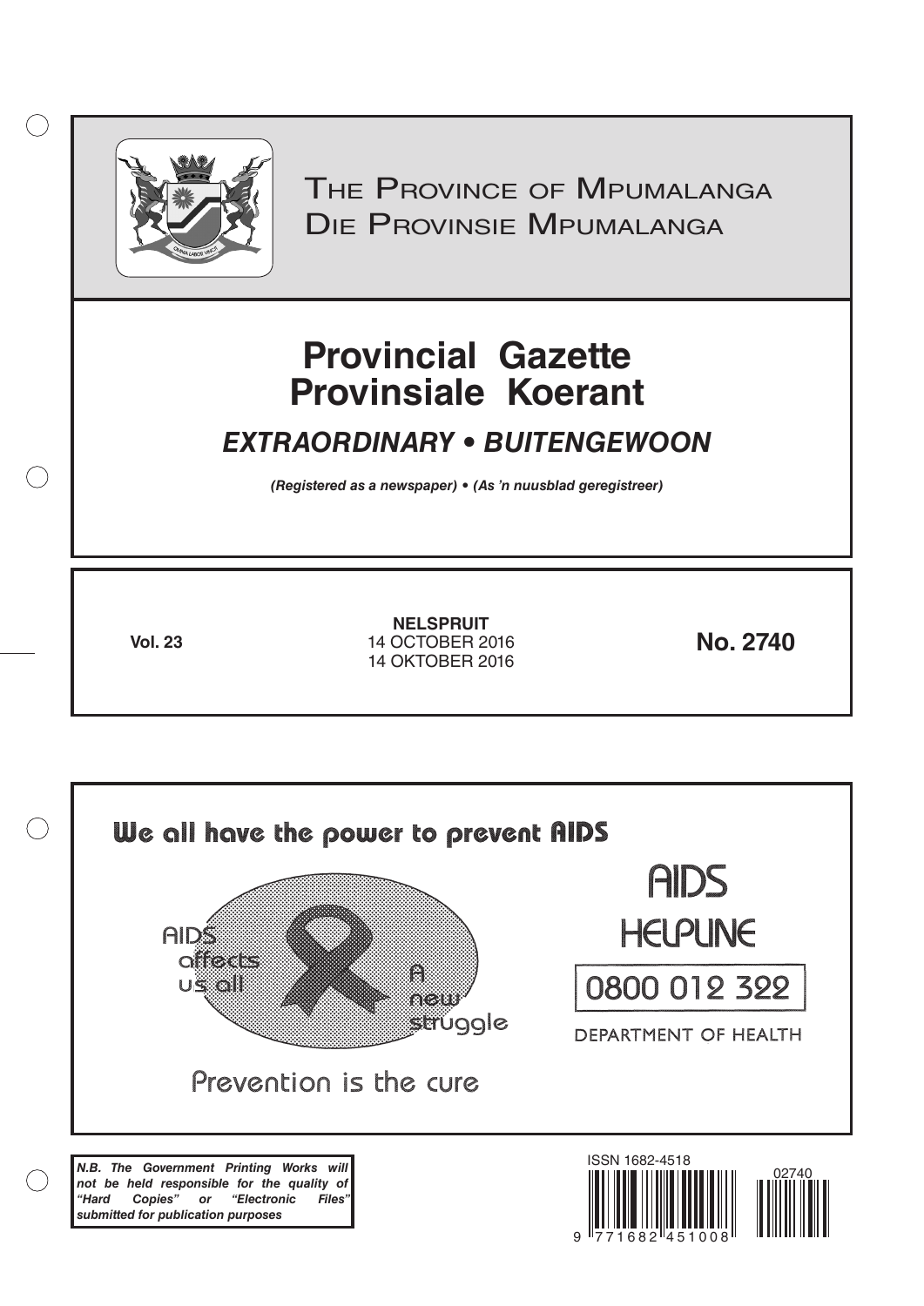# The Province of Mpumalanga
# Die Provinsie Mpumalanga

# Provincial Gazette
# Provinsiale Koerant

## *EXTRAORDINARY • BUITENGEWOON*

***(Registered as a newspaper) • (As 'n nuusblad geregistreer)***

**Vol. 23**

**NELSPRUIT**
14 OCTOBER 2016
14 OKTOBER 2016

**No. 2740**

We all have the power to prevent AIDS

AIDS affects us all

A new struggle

Prevention is the cure

AIDS HELPLINE

0800 012 322

DEPARTMENT OF HEALTH

***N.B. The Government Printing Works will not be held responsible for the quality of "Hard Copies" or "Electronic Files" submitted for publication purposes***

ISSN 1682-4518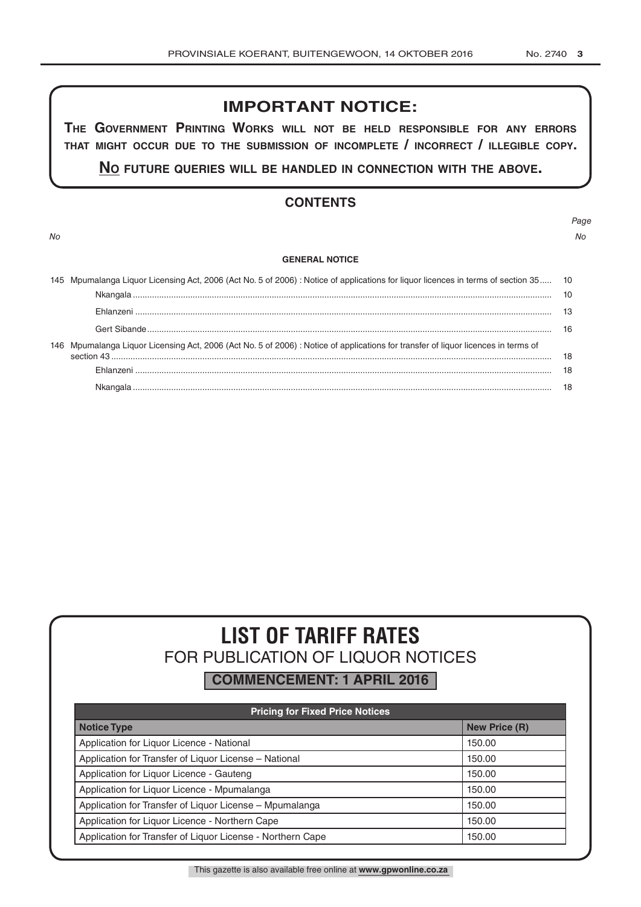## IMPORTANT NOTICE:

**THE GOVERNMENT PRINTING WORKS WILL NOT BE HELD RESPONSIBLE FOR ANY ERRORS THAT MIGHT OCCUR DUE TO THE SUBMISSION OF INCOMPLETE / INCORRECT / ILLEGIBLE COPY.**

**NO FUTURE QUERIES WILL BE HANDLED IN CONNECTION WITH THE ABOVE.**

## CONTENTS

| No | | Page No |
|---|---|---|
| | **GENERAL NOTICE** | |
| 145 | Mpumalanga Liquor Licensing Act, 2006 (Act No. 5 of 2006) : Notice of applications for liquor licences in terms of section 35 | 10 |
| | Nkangala | 10 |
| | Ehlanzeni | 13 |
| | Gert Sibande | 16 |
| 146 | Mpumalanga Liquor Licensing Act, 2006 (Act No. 5 of 2006) : Notice of applications for transfer of liquor licences in terms of section 43 | 18 |
| | Ehlanzeni | 18 |
| | Nkangala | 18 |

# LIST OF TARIFF RATES

## FOR PUBLICATION OF LIQUOR NOTICES

**COMMENCEMENT: 1 APRIL 2016**

| Pricing for Fixed Price Notices | |
|---|---|
| **Notice Type** | **New Price (R)** |
| Application for Liquor Licence - National | 150.00 |
| Application for Transfer of Liquor License – National | 150.00 |
| Application for Liquor Licence - Gauteng | 150.00 |
| Application for Liquor Licence - Mpumalanga | 150.00 |
| Application for Transfer of Liquor License – Mpumalanga | 150.00 |
| Application for Liquor Licence - Northern Cape | 150.00 |
| Application for Transfer of Liquor License - Northern Cape | 150.00 |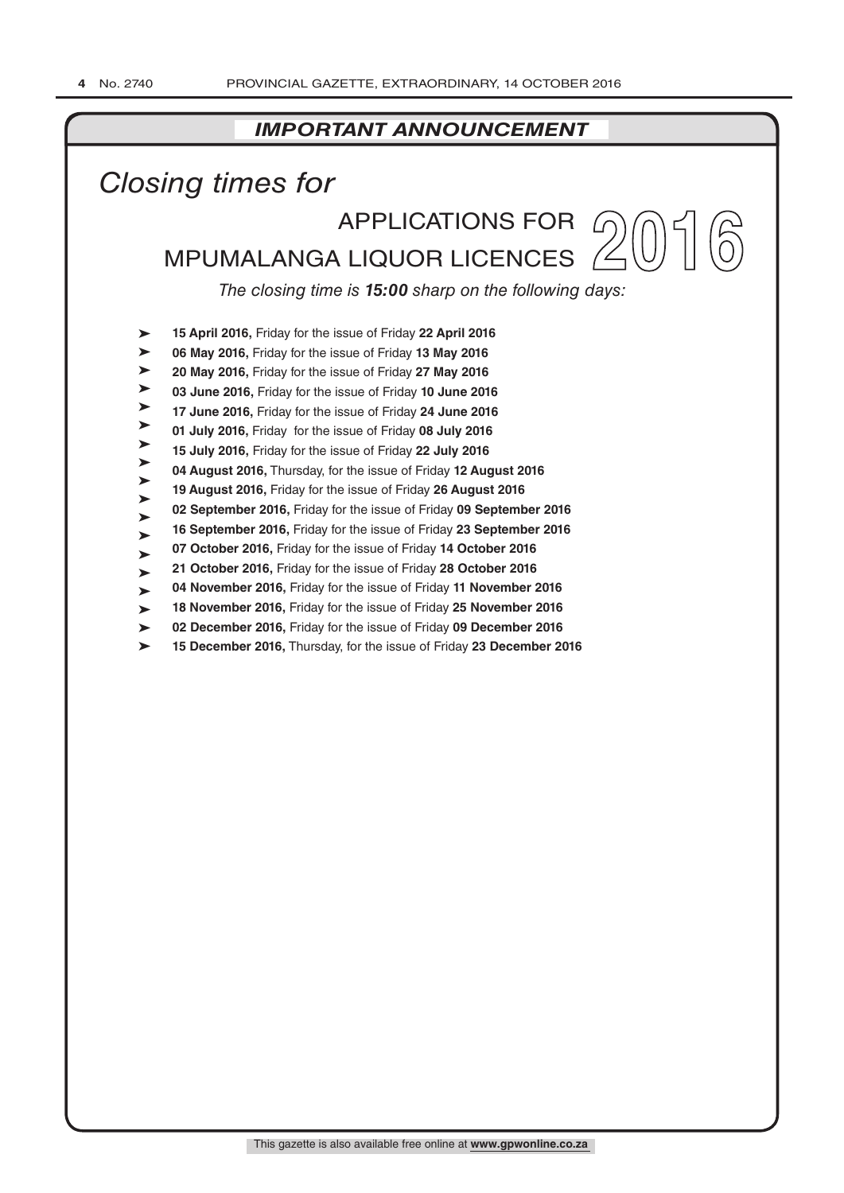## *IMPORTANT ANNOUNCEMENT*

# *Closing times for*

# APPLICATIONS FOR MPUMALANGA LIQUOR LICENCES 2016

*The closing time is **15:00** sharp on the following days:*

- **15 April 2016,** Friday for the issue of Friday **22 April 2016**
- **06 May 2016,** Friday for the issue of Friday **13 May 2016**
- **20 May 2016,** Friday for the issue of Friday **27 May 2016**
- **03 June 2016,** Friday for the issue of Friday **10 June 2016**
- **17 June 2016,** Friday for the issue of Friday **24 June 2016**
- **01 July 2016,** Friday for the issue of Friday **08 July 2016**
- **15 July 2016,** Friday for the issue of Friday **22 July 2016**
- **04 August 2016,** Thursday, for the issue of Friday **12 August 2016**
- **19 August 2016,** Friday for the issue of Friday **26 August 2016**
- **02 September 2016,** Friday for the issue of Friday **09 September 2016**
- **16 September 2016,** Friday for the issue of Friday **23 September 2016**
- **07 October 2016,** Friday for the issue of Friday **14 October 2016**
- **21 October 2016,** Friday for the issue of Friday **28 October 2016**
- **04 November 2016,** Friday for the issue of Friday **11 November 2016**
- **18 November 2016,** Friday for the issue of Friday **25 November 2016**
- **02 December 2016,** Friday for the issue of Friday **09 December 2016**
- **15 December 2016,** Thursday, for the issue of Friday **23 December 2016**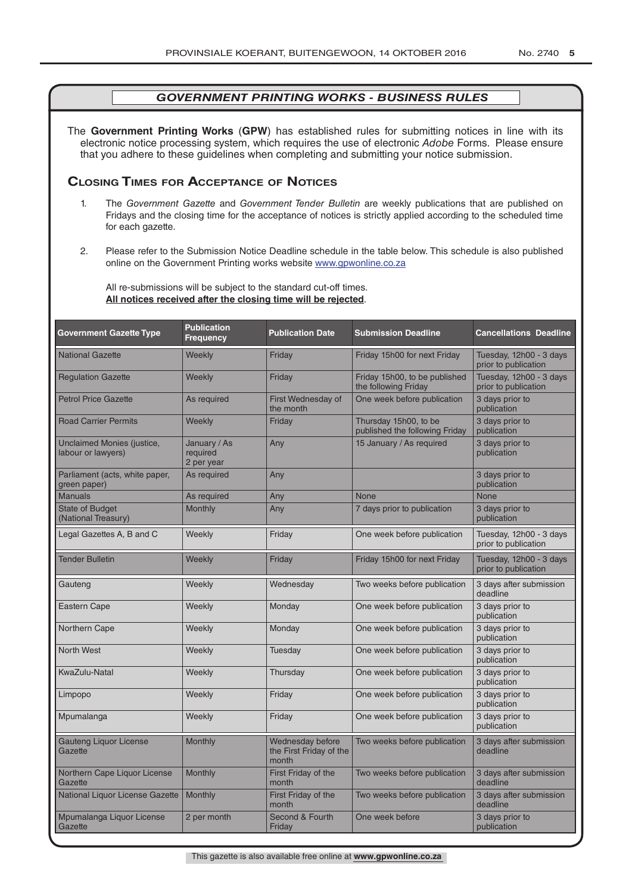## *GOVERNMENT PRINTING WORKS - BUSINESS RULES*

The **Government Printing Works** (**GPW**) has established rules for submitting notices in line with its electronic notice processing system, which requires the use of electronic *Adobe* Forms. Please ensure that you adhere to these guidelines when completing and submitting your notice submission.

### Closing Times for Acceptance of Notices

1. The *Government Gazette* and *Government Tender Bulletin* are weekly publications that are published on Fridays and the closing time for the acceptance of notices is strictly applied according to the scheduled time for each gazette.

2. Please refer to the Submission Notice Deadline schedule in the table below. This schedule is also published online on the Government Printing works website www.gpwonline.co.za

   All re-submissions will be subject to the standard cut-off times.
   **All notices received after the closing time will be rejected**.

| Government Gazette Type | Publication Frequency | Publication Date | Submission Deadline | Cancellations Deadline |
|---|---|---|---|---|
| National Gazette | Weekly | Friday | Friday 15h00 for next Friday | Tuesday, 12h00 - 3 days prior to publication |
| Regulation Gazette | Weekly | Friday | Friday 15h00, to be published the following Friday | Tuesday, 12h00 - 3 days prior to publication |
| Petrol Price Gazette | As required | First Wednesday of the month | One week before publication | 3 days prior to publication |
| Road Carrier Permits | Weekly | Friday | Thursday 15h00, to be published the following Friday | 3 days prior to publication |
| Unclaimed Monies (justice, labour or lawyers) | January / As required 2 per year | Any | 15 January / As required | 3 days prior to publication |
| Parliament (acts, white paper, green paper) | As required | Any | | 3 days prior to publication |
| Manuals | As required | Any | None | None |
| State of Budget (National Treasury) | Monthly | Any | 7 days prior to publication | 3 days prior to publication |
| Legal Gazettes A, B and C | Weekly | Friday | One week before publication | Tuesday, 12h00 - 3 days prior to publication |
| Tender Bulletin | Weekly | Friday | Friday 15h00 for next Friday | Tuesday, 12h00 - 3 days prior to publication |
| Gauteng | Weekly | Wednesday | Two weeks before publication | 3 days after submission deadline |
| Eastern Cape | Weekly | Monday | One week before publication | 3 days prior to publication |
| Northern Cape | Weekly | Monday | One week before publication | 3 days prior to publication |
| North West | Weekly | Tuesday | One week before publication | 3 days prior to publication |
| KwaZulu-Natal | Weekly | Thursday | One week before publication | 3 days prior to publication |
| Limpopo | Weekly | Friday | One week before publication | 3 days prior to publication |
| Mpumalanga | Weekly | Friday | One week before publication | 3 days prior to publication |
| Gauteng Liquor License Gazette | Monthly | Wednesday before the First Friday of the month | Two weeks before publication | 3 days after submission deadline |
| Northern Cape Liquor License Gazette | Monthly | First Friday of the month | Two weeks before publication | 3 days after submission deadline |
| National Liquor License Gazette | Monthly | First Friday of the month | Two weeks before publication | 3 days after submission deadline |
| Mpumalanga Liquor License Gazette | 2 per month | Second & Fourth Friday | One week before | 3 days prior to publication |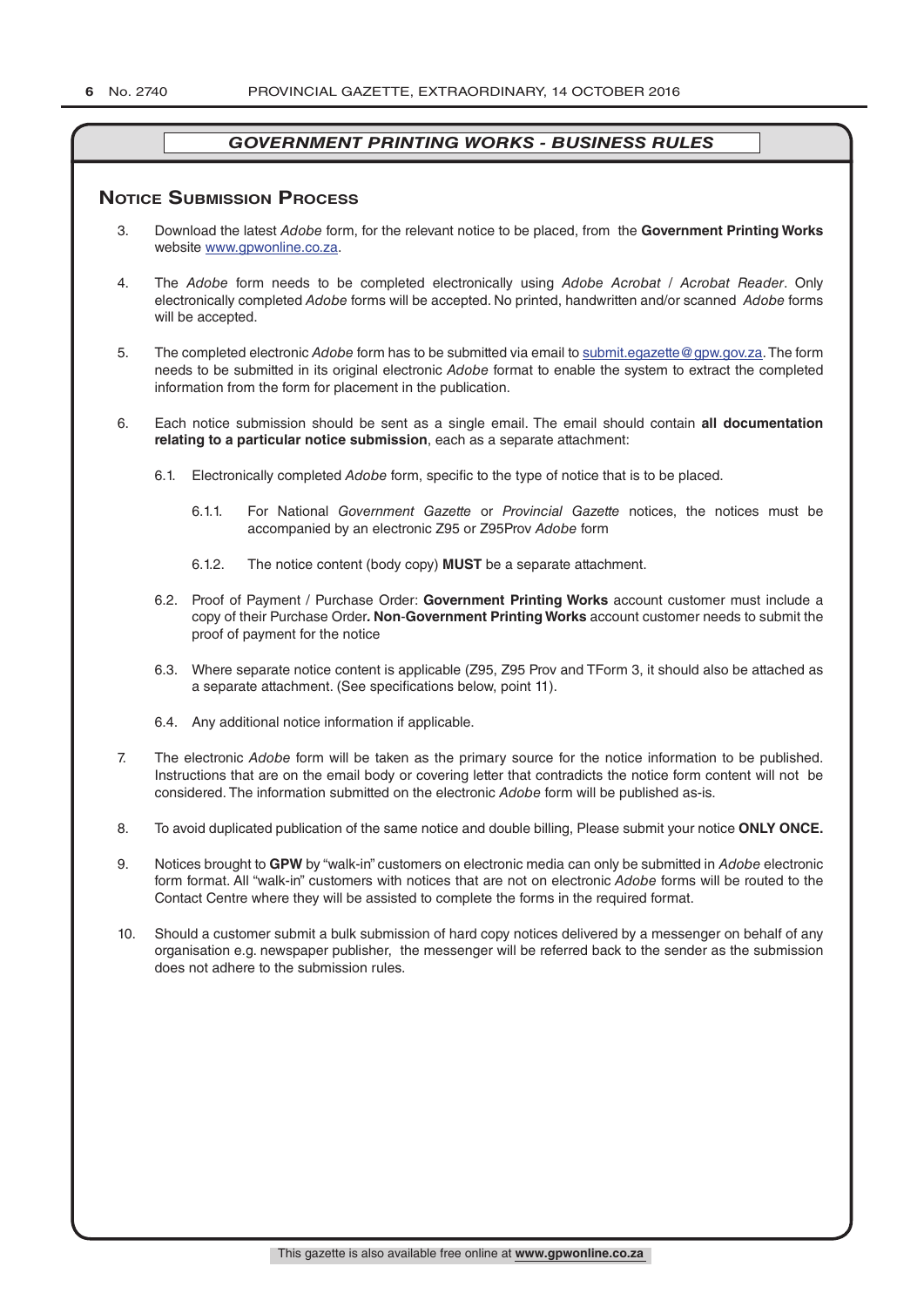## GOVERNMENT PRINTING WORKS - BUSINESS RULES

### Notice Submission Process

3. Download the latest *Adobe* form, for the relevant notice to be placed, from the **Government Printing Works** website www.gpwonline.co.za.

4. The *Adobe* form needs to be completed electronically using *Adobe Acrobat* / *Acrobat Reader*. Only electronically completed *Adobe* forms will be accepted. No printed, handwritten and/or scanned *Adobe* forms will be accepted.

5. The completed electronic *Adobe* form has to be submitted via email to submit.egazette@gpw.gov.za. The form needs to be submitted in its original electronic *Adobe* format to enable the system to extract the completed information from the form for placement in the publication.

6. Each notice submission should be sent as a single email. The email should contain **all documentation relating to a particular notice submission**, each as a separate attachment:

   6.1. Electronically completed *Adobe* form, specific to the type of notice that is to be placed.

   6.1.1. For National *Government Gazette* or *Provincial Gazette* notices, the notices must be accompanied by an electronic Z95 or Z95Prov *Adobe* form

   6.1.2. The notice content (body copy) **MUST** be a separate attachment.

   6.2. Proof of Payment / Purchase Order: **Government Printing Works** account customer must include a copy of their Purchase Order**. Non**-**Government Printing Works** account customer needs to submit the proof of payment for the notice

   6.3. Where separate notice content is applicable (Z95, Z95 Prov and TForm 3, it should also be attached as a separate attachment. (See specifications below, point 11).

   6.4. Any additional notice information if applicable.

7. The electronic *Adobe* form will be taken as the primary source for the notice information to be published. Instructions that are on the email body or covering letter that contradicts the notice form content will not be considered. The information submitted on the electronic *Adobe* form will be published as-is.

8. To avoid duplicated publication of the same notice and double billing, Please submit your notice **ONLY ONCE.**

9. Notices brought to **GPW** by "walk-in" customers on electronic media can only be submitted in *Adobe* electronic form format. All "walk-in" customers with notices that are not on electronic *Adobe* forms will be routed to the Contact Centre where they will be assisted to complete the forms in the required format.

10. Should a customer submit a bulk submission of hard copy notices delivered by a messenger on behalf of any organisation e.g. newspaper publisher, the messenger will be referred back to the sender as the submission does not adhere to the submission rules.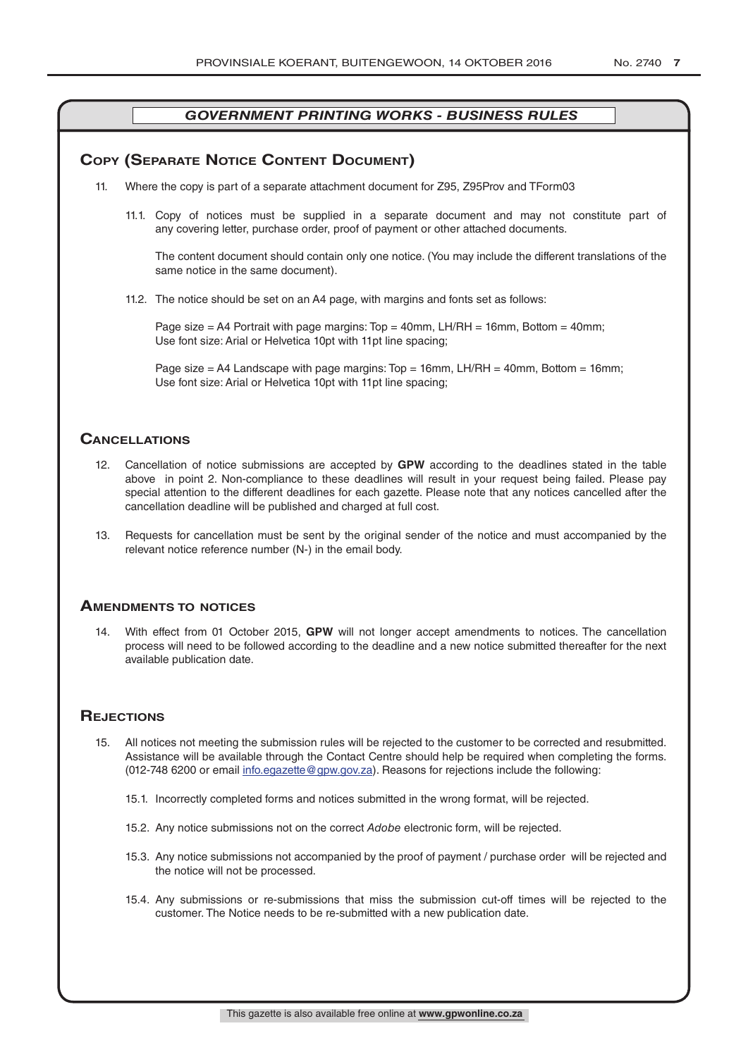## *GOVERNMENT PRINTING WORKS - BUSINESS RULES*

### Copy (Separate Notice Content Document)

11. Where the copy is part of a separate attachment document for Z95, Z95Prov and TForm03

    11.1. Copy of notices must be supplied in a separate document and may not constitute part of any covering letter, purchase order, proof of payment or other attached documents.

    The content document should contain only one notice. (You may include the different translations of the same notice in the same document).

    11.2. The notice should be set on an A4 page, with margins and fonts set as follows:

    Page size = A4 Portrait with page margins: Top = 40mm, LH/RH = 16mm, Bottom = 40mm;
    Use font size: Arial or Helvetica 10pt with 11pt line spacing;

    Page size = A4 Landscape with page margins: Top = 16mm, LH/RH = 40mm, Bottom = 16mm;
    Use font size: Arial or Helvetica 10pt with 11pt line spacing;

### Cancellations

12. Cancellation of notice submissions are accepted by **GPW** according to the deadlines stated in the table above in point 2. Non-compliance to these deadlines will result in your request being failed. Please pay special attention to the different deadlines for each gazette. Please note that any notices cancelled after the cancellation deadline will be published and charged at full cost.

13. Requests for cancellation must be sent by the original sender of the notice and must accompanied by the relevant notice reference number (N-) in the email body.

### Amendments to notices

14. With effect from 01 October 2015, **GPW** will not longer accept amendments to notices. The cancellation process will need to be followed according to the deadline and a new notice submitted thereafter for the next available publication date.

### Rejections

15. All notices not meeting the submission rules will be rejected to the customer to be corrected and resubmitted. Assistance will be available through the Contact Centre should help be required when completing the forms. (012-748 6200 or email info.egazette@gpw.gov.za). Reasons for rejections include the following:

    15.1. Incorrectly completed forms and notices submitted in the wrong format, will be rejected.

    15.2. Any notice submissions not on the correct *Adobe* electronic form, will be rejected.

    15.3. Any notice submissions not accompanied by the proof of payment / purchase order will be rejected and the notice will not be processed.

    15.4. Any submissions or re-submissions that miss the submission cut-off times will be rejected to the customer. The Notice needs to be re-submitted with a new publication date.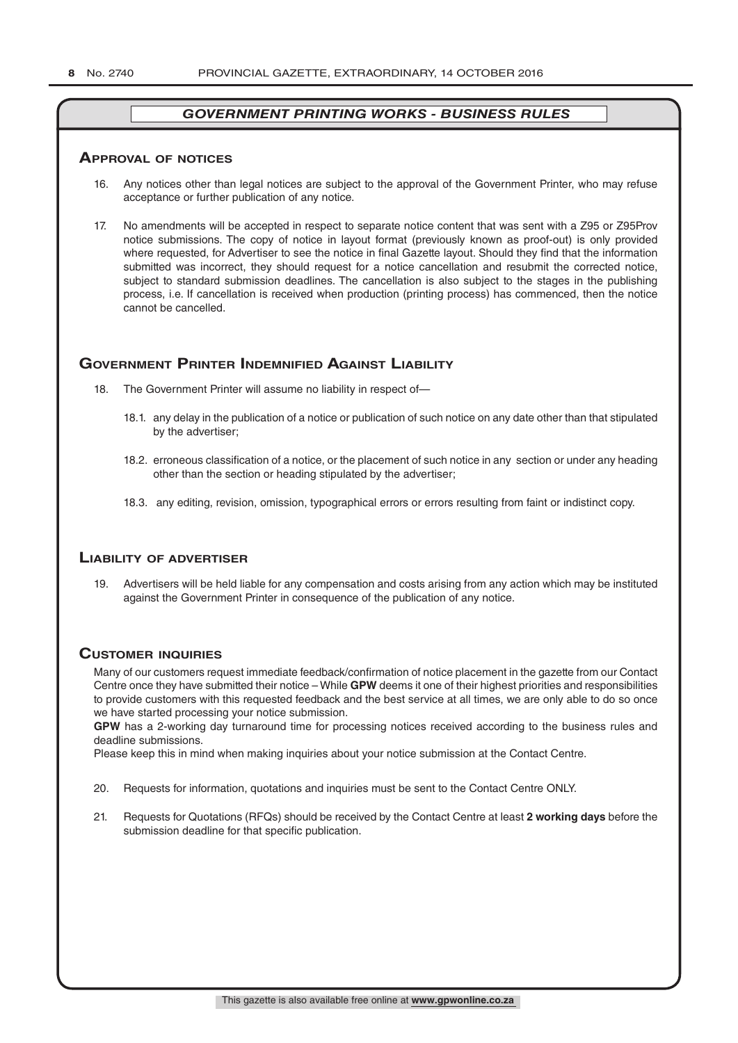## *GOVERNMENT PRINTING WORKS - BUSINESS RULES*

### Approval of notices

16. Any notices other than legal notices are subject to the approval of the Government Printer, who may refuse acceptance or further publication of any notice.

17. No amendments will be accepted in respect to separate notice content that was sent with a Z95 or Z95Prov notice submissions. The copy of notice in layout format (previously known as proof-out) is only provided where requested, for Advertiser to see the notice in final Gazette layout. Should they find that the information submitted was incorrect, they should request for a notice cancellation and resubmit the corrected notice, subject to standard submission deadlines. The cancellation is also subject to the stages in the publishing process, i.e. If cancellation is received when production (printing process) has commenced, then the notice cannot be cancelled.

### Government Printer Indemnified Against Liability

18. The Government Printer will assume no liability in respect of—

    18.1. any delay in the publication of a notice or publication of such notice on any date other than that stipulated by the advertiser;

    18.2. erroneous classification of a notice, or the placement of such notice in any section or under any heading other than the section or heading stipulated by the advertiser;

    18.3. any editing, revision, omission, typographical errors or errors resulting from faint or indistinct copy.

### Liability of advertiser

19. Advertisers will be held liable for any compensation and costs arising from any action which may be instituted against the Government Printer in consequence of the publication of any notice.

### Customer inquiries

Many of our customers request immediate feedback/confirmation of notice placement in the gazette from our Contact Centre once they have submitted their notice – While **GPW** deems it one of their highest priorities and responsibilities to provide customers with this requested feedback and the best service at all times, we are only able to do so once we have started processing your notice submission.

**GPW** has a 2-working day turnaround time for processing notices received according to the business rules and deadline submissions.

Please keep this in mind when making inquiries about your notice submission at the Contact Centre.

20. Requests for information, quotations and inquiries must be sent to the Contact Centre ONLY.

21. Requests for Quotations (RFQs) should be received by the Contact Centre at least **2 working days** before the submission deadline for that specific publication.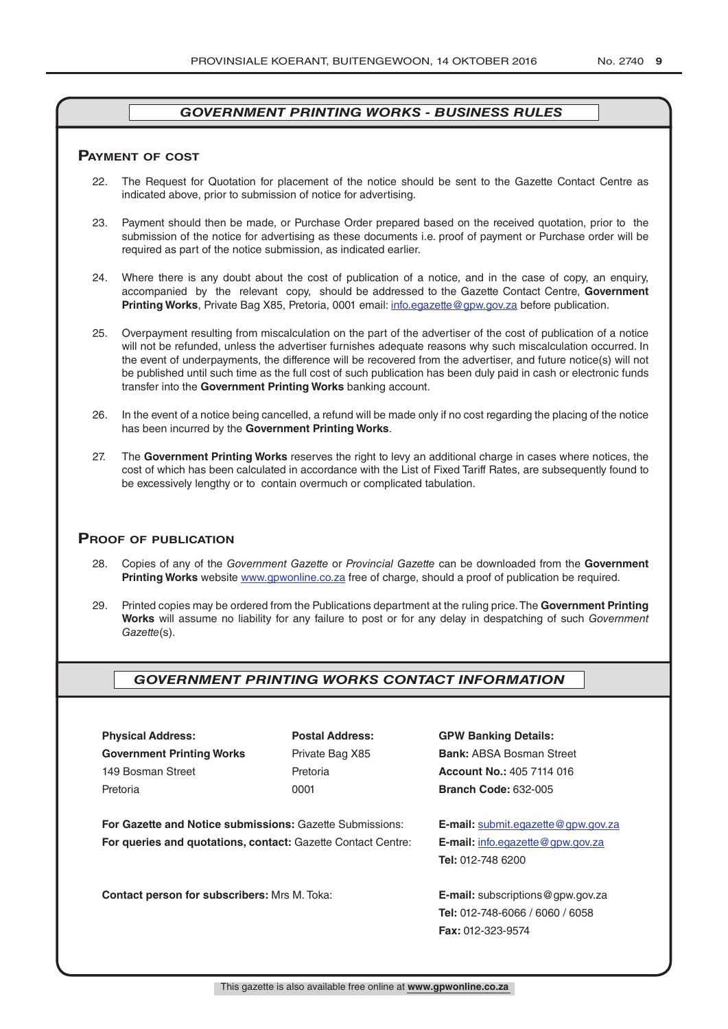## *GOVERNMENT PRINTING WORKS - BUSINESS RULES*

### Payment of cost

22. The Request for Quotation for placement of the notice should be sent to the Gazette Contact Centre as indicated above, prior to submission of notice for advertising.

23. Payment should then be made, or Purchase Order prepared based on the received quotation, prior to the submission of the notice for advertising as these documents i.e. proof of payment or Purchase order will be required as part of the notice submission, as indicated earlier.

24. Where there is any doubt about the cost of publication of a notice, and in the case of copy, an enquiry, accompanied by the relevant copy, should be addressed to the Gazette Contact Centre, **Government Printing Works**, Private Bag X85, Pretoria, 0001 email: info.egazette@gpw.gov.za before publication.

25. Overpayment resulting from miscalculation on the part of the advertiser of the cost of publication of a notice will not be refunded, unless the advertiser furnishes adequate reasons why such miscalculation occurred. In the event of underpayments, the difference will be recovered from the advertiser, and future notice(s) will not be published until such time as the full cost of such publication has been duly paid in cash or electronic funds transfer into the **Government Printing Works** banking account.

26. In the event of a notice being cancelled, a refund will be made only if no cost regarding the placing of the notice has been incurred by the **Government Printing Works**.

27. The **Government Printing Works** reserves the right to levy an additional charge in cases where notices, the cost of which has been calculated in accordance with the List of Fixed Tariff Rates, are subsequently found to be excessively lengthy or to contain overmuch or complicated tabulation.

### Proof of publication

28. Copies of any of the *Government Gazette* or *Provincial Gazette* can be downloaded from the **Government Printing Works** website www.gpwonline.co.za free of charge, should a proof of publication be required.

29. Printed copies may be ordered from the Publications department at the ruling price. The **Government Printing Works** will assume no liability for any failure to post or for any delay in despatching of such *Government Gazette*(s).

## *GOVERNMENT PRINTING WORKS CONTACT INFORMATION*

| **Physical Address:** | **Postal Address:** | **GPW Banking Details:** |
|---|---|---|
| **Government Printing Works** | Private Bag X85 | **Bank:** ABSA Bosman Street |
| 149 Bosman Street | Pretoria | **Account No.:** 405 7114 016 |
| Pretoria | 0001 | **Branch Code:** 632-005 |

**For Gazette and Notice submissions:** Gazette Submissions: **E-mail:** submit.egazette@gpw.gov.za

**For queries and quotations, contact:** Gazette Contact Centre: **E-mail:** info.egazette@gpw.gov.za
**Tel:** 012-748 6200

**Contact person for subscribers:** Mrs M. Toka: **E-mail:** subscriptions@gpw.gov.za
**Tel:** 012-748-6066 / 6060 / 6058
**Fax:** 012-323-9574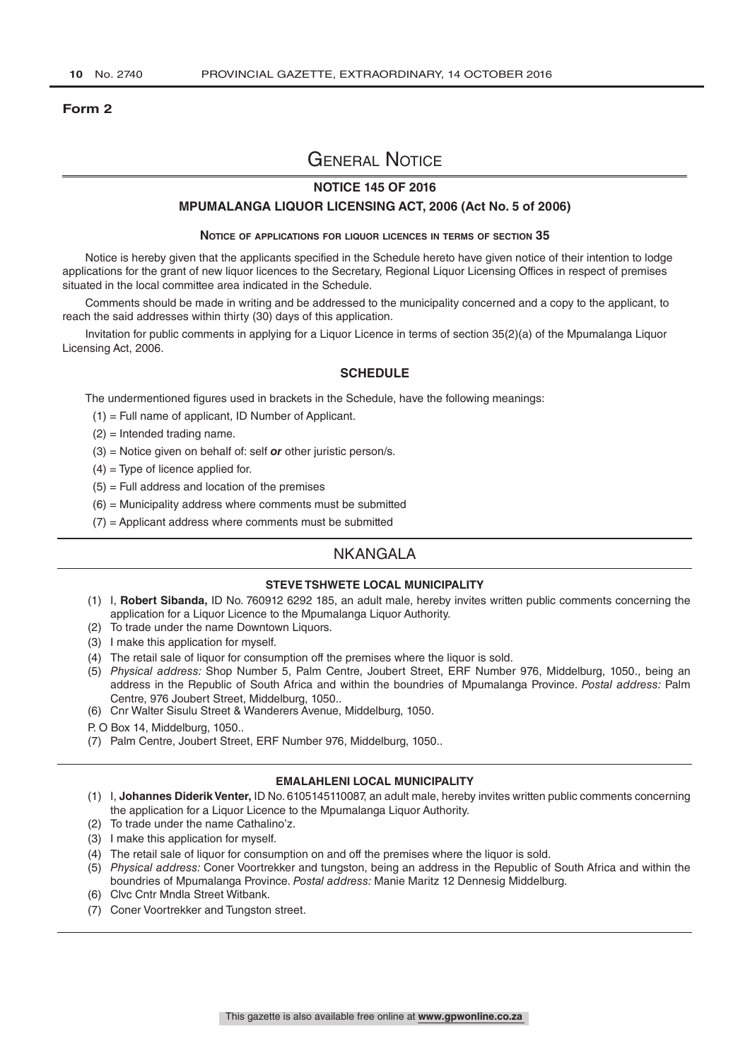**Form 2**

# General Notice

## NOTICE 145 OF 2016

## MPUMALANGA LIQUOR LICENSING ACT, 2006 (Act No. 5 of 2006)

### Notice of applications for liquor licences in terms of section 35

Notice is hereby given that the applicants specified in the Schedule hereto have given notice of their intention to lodge applications for the grant of new liquor licences to the Secretary, Regional Liquor Licensing Offices in respect of premises situated in the local committee area indicated in the Schedule.

Comments should be made in writing and be addressed to the municipality concerned and a copy to the applicant, to reach the said addresses within thirty (30) days of this application.

Invitation for public comments in applying for a Liquor Licence in terms of section 35(2)(a) of the Mpumalanga Liquor Licensing Act, 2006.

### SCHEDULE

The undermentioned figures used in brackets in the Schedule, have the following meanings:

(1) = Full name of applicant, ID Number of Applicant.

(2) = Intended trading name.

(3) = Notice given on behalf of: self ***or*** other juristic person/s.

(4) = Type of licence applied for.

(5) = Full address and location of the premises

(6) = Municipality address where comments must be submitted

(7) = Applicant address where comments must be submitted

## NKANGALA

### STEVE TSHWETE LOCAL MUNICIPALITY

(1) I, **Robert Sibanda,** ID No. 760912 6292 185, an adult male, hereby invites written public comments concerning the application for a Liquor Licence to the Mpumalanga Liquor Authority.

(2) To trade under the name Downtown Liquors.

(3) I make this application for myself.

(4) The retail sale of liquor for consumption off the premises where the liquor is sold.

(5) *Physical address:* Shop Number 5, Palm Centre, Joubert Street, ERF Number 976, Middelburg, 1050., being an address in the Republic of South Africa and within the boundries of Mpumalanga Province. *Postal address:* Palm Centre, 976 Joubert Street, Middelburg, 1050..

(6) Cnr Walter Sisulu Street & Wanderers Avenue, Middelburg, 1050.

P. O Box 14, Middelburg, 1050..

(7) Palm Centre, Joubert Street, ERF Number 976, Middelburg, 1050..

### EMALAHLENI LOCAL MUNICIPALITY

(1) I, **Johannes Diderik Venter,** ID No. 6105145110087, an adult male, hereby invites written public comments concerning the application for a Liquor Licence to the Mpumalanga Liquor Authority.

(2) To trade under the name Cathalino'z.

(3) I make this application for myself.

(4) The retail sale of liquor for consumption on and off the premises where the liquor is sold.

(5) *Physical address:* Coner Voortrekker and tungston, being an address in the Republic of South Africa and within the boundries of Mpumalanga Province. *Postal address:* Manie Maritz 12 Dennesig Middelburg.

(6) Clvc Cntr Mndla Street Witbank.

(7) Coner Voortrekker and Tungston street.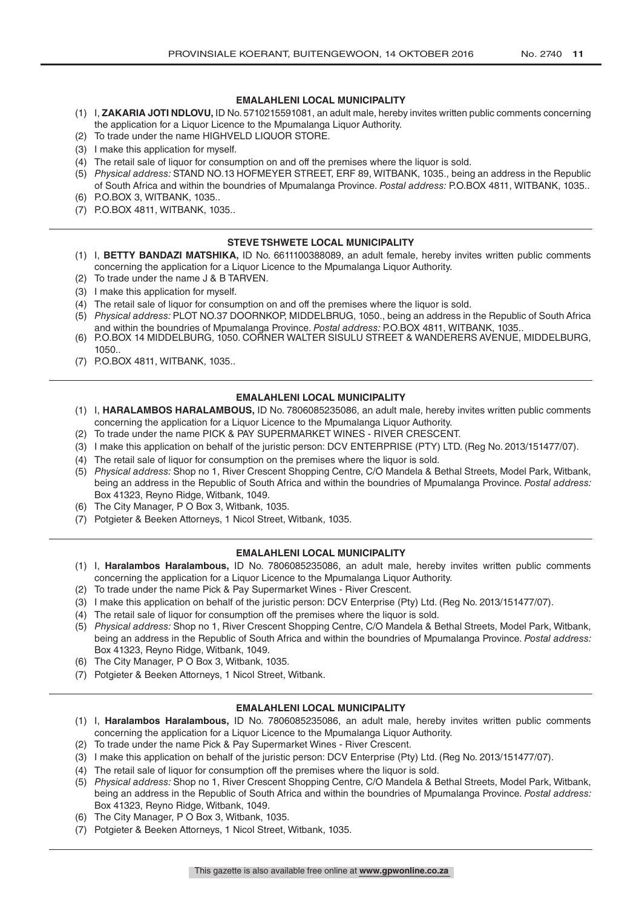**EMALAHLENI LOCAL MUNICIPALITY**

(1) I, **ZAKARIA JOTI NDLOVU,** ID No. 5710215591081, an adult male, hereby invites written public comments concerning the application for a Liquor Licence to the Mpumalanga Liquor Authority.
(2) To trade under the name HIGHVELD LIQUOR STORE.
(3) I make this application for myself.
(4) The retail sale of liquor for consumption on and off the premises where the liquor is sold.
(5) *Physical address:* STAND NO.13 HOFMEYER STREET, ERF 89, WITBANK, 1035., being an address in the Republic of South Africa and within the boundries of Mpumalanga Province. *Postal address:* P.O.BOX 4811, WITBANK, 1035..
(6) P.O.BOX 3, WITBANK, 1035..
(7) P.O.BOX 4811, WITBANK, 1035..

---

**STEVE TSHWETE LOCAL MUNICIPALITY**

(1) I, **BETTY BANDAZI MATSHIKA,** ID No. 6611100388089, an adult female, hereby invites written public comments concerning the application for a Liquor Licence to the Mpumalanga Liquor Authority.
(2) To trade under the name J & B TARVEN.
(3) I make this application for myself.
(4) The retail sale of liquor for consumption on and off the premises where the liquor is sold.
(5) *Physical address:* PLOT NO.37 DOORNKOP, MIDDELBRUG, 1050., being an address in the Republic of South Africa and within the boundries of Mpumalanga Province. *Postal address:* P.O.BOX 4811, WITBANK, 1035..
(6) P.O.BOX 14 MIDDELBURG, 1050. CORNER WALTER SISULU STREET & WANDERERS AVENUE, MIDDELBURG, 1050..
(7) P.O.BOX 4811, WITBANK, 1035..

---

**EMALAHLENI LOCAL MUNICIPALITY**

(1) I, **HARALAMBOS HARALAMBOUS,** ID No. 7806085235086, an adult male, hereby invites written public comments concerning the application for a Liquor Licence to the Mpumalanga Liquor Authority.
(2) To trade under the name PICK & PAY SUPERMARKET WINES - RIVER CRESCENT.
(3) I make this application on behalf of the juristic person: DCV ENTERPRISE (PTY) LTD. (Reg No. 2013/151477/07).
(4) The retail sale of liquor for consumption on the premises where the liquor is sold.
(5) *Physical address:* Shop no 1, River Crescent Shopping Centre, C/O Mandela & Bethal Streets, Model Park, Witbank, being an address in the Republic of South Africa and within the boundries of Mpumalanga Province. *Postal address:* Box 41323, Reyno Ridge, Witbank, 1049.
(6) The City Manager, P O Box 3, Witbank, 1035.
(7) Potgieter & Beeken Attorneys, 1 Nicol Street, Witbank, 1035.

---

**EMALAHLENI LOCAL MUNICIPALITY**

(1) I, **Haralambos Haralambous,** ID No. 7806085235086, an adult male, hereby invites written public comments concerning the application for a Liquor Licence to the Mpumalanga Liquor Authority.
(2) To trade under the name Pick & Pay Supermarket Wines - River Crescent.
(3) I make this application on behalf of the juristic person: DCV Enterprise (Pty) Ltd. (Reg No. 2013/151477/07).
(4) The retail sale of liquor for consumption off the premises where the liquor is sold.
(5) *Physical address:* Shop no 1, River Crescent Shopping Centre, C/O Mandela & Bethal Streets, Model Park, Witbank, being an address in the Republic of South Africa and within the boundries of Mpumalanga Province. *Postal address:* Box 41323, Reyno Ridge, Witbank, 1049.
(6) The City Manager, P O Box 3, Witbank, 1035.
(7) Potgieter & Beeken Attorneys, 1 Nicol Street, Witbank.

---

**EMALAHLENI LOCAL MUNICIPALITY**

(1) I, **Haralambos Haralambous,** ID No. 7806085235086, an adult male, hereby invites written public comments concerning the application for a Liquor Licence to the Mpumalanga Liquor Authority.
(2) To trade under the name Pick & Pay Supermarket Wines - River Crescent.
(3) I make this application on behalf of the juristic person: DCV Enterprise (Pty) Ltd. (Reg No. 2013/151477/07).
(4) The retail sale of liquor for consumption off the premises where the liquor is sold.
(5) *Physical address:* Shop no 1, River Crescent Shopping Centre, C/O Mandela & Bethal Streets, Model Park, Witbank, being an address in the Republic of South Africa and within the boundries of Mpumalanga Province. *Postal address:* Box 41323, Reyno Ridge, Witbank, 1049.
(6) The City Manager, P O Box 3, Witbank, 1035.
(7) Potgieter & Beeken Attorneys, 1 Nicol Street, Witbank, 1035.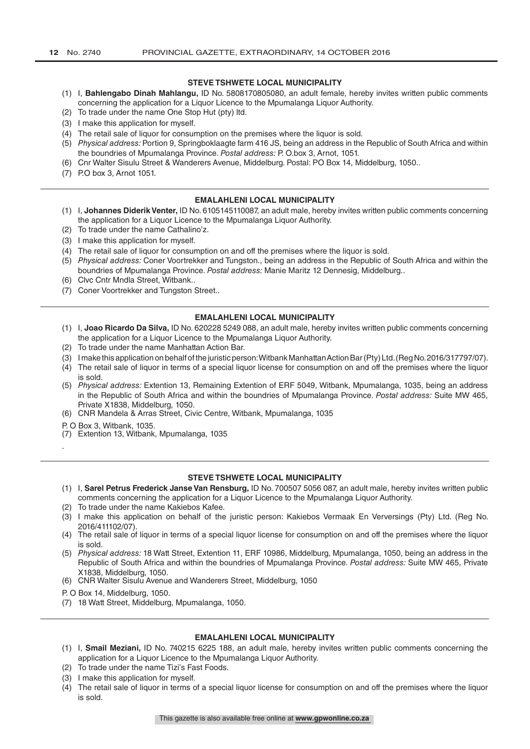### STEVE TSHWETE LOCAL MUNICIPALITY

(1) I, **Bahlengabo Dinah Mahlangu,** ID No. 5808170805080, an adult female, hereby invites written public comments concerning the application for a Liquor Licence to the Mpumalanga Liquor Authority.
(2) To trade under the name One Stop Hut (pty) ltd.
(3) I make this application for myself.
(4) The retail sale of liquor for consumption on the premises where the liquor is sold.
(5) *Physical address:* Portion 9, Springboklaagte farm 416 JS, being an address in the Republic of South Africa and within the boundries of Mpumalanga Province. *Postal address:* P. O.box 3, Arnot, 1051.
(6) Cnr Walter Sisulu Street & Wanderers Avenue, Middelburg. Postal: PO Box 14, Middelburg, 1050..
(7) P.O box 3, Arnot 1051.

---

### EMALAHLENI LOCAL MUNICIPALITY

(1) I, **Johannes Diderik Venter,** ID No. 6105145110087, an adult male, hereby invites written public comments concerning the application for a Liquor Licence to the Mpumalanga Liquor Authority.
(2) To trade under the name Cathalino'z.
(3) I make this application for myself.
(4) The retail sale of liquor for consumption on and off the premises where the liquor is sold.
(5) *Physical address:* Coner Voortrekker and Tungston., being an address in the Republic of South Africa and within the boundries of Mpumalanga Province. *Postal address:* Manie Maritz 12 Dennesig, Middelburg..
(6) Clvc Cntr Mndla Street, Witbank..
(7) Coner Voortrekker and Tungston Street..

---

### EMALAHLENI LOCAL MUNICIPALITY

(1) I, **Joao Ricardo Da Silva,** ID No. 620228 5249 088, an adult male, hereby invites written public comments concerning the application for a Liquor Licence to the Mpumalanga Liquor Authority.
(2) To trade under the name Manhattan Action Bar.
(3) I make this application on behalf of the juristic person: Witbank Manhattan Action Bar (Pty) Ltd. (Reg No. 2016/317797/07).
(4) The retail sale of liquor in terms of a special liquor license for consumption on and off the premises where the liquor is sold.
(5) *Physical address:* Extention 13, Remaining Extention of ERF 5049, Witbank, Mpumalanga, 1035, being an address in the Republic of South Africa and within the boundries of Mpumalanga Province. *Postal address:* Suite MW 465, Private X1838, Middelburg, 1050.
(6) CNR Mandela & Arras Street, Civic Centre, Witbank, Mpumalanga, 1035

P. O Box 3, Witbank, 1035.

(7) Extention 13, Witbank, Mpumalanga, 1035

.

---

### STEVE TSHWETE LOCAL MUNICIPALITY

(1) I, **Sarel Petrus Frederick Janse Van Rensburg,** ID No. 700507 5056 087, an adult male, hereby invites written public comments concerning the application for a Liquor Licence to the Mpumalanga Liquor Authority.
(2) To trade under the name Kakiebos Kafee.
(3) I make this application on behalf of the juristic person: Kakiebos Vermaak En Verversings (Pty) Ltd. (Reg No. 2016/411102/07).
(4) The retail sale of liquor in terms of a special liquor license for consumption on and off the premises where the liquor is sold.
(5) *Physical address:* 18 Watt Street, Extention 11, ERF 10986, Middelburg, Mpumalanga, 1050, being an address in the Republic of South Africa and within the boundries of Mpumalanga Province. *Postal address:* Suite MW 465, Private X1838, Middelburg, 1050.
(6) CNR Walter Sisulu Avenue and Wanderers Street, Middelburg, 1050

P. O Box 14, Middelburg, 1050.

(7) 18 Watt Street, Middelburg, Mpumalanga, 1050.

---

### EMALAHLENI LOCAL MUNICIPALITY

(1) I, **Smail Meziani,** ID No. 740215 6225 188, an adult male, hereby invites written public comments concerning the application for a Liquor Licence to the Mpumalanga Liquor Authority.
(2) To trade under the name Tizi's Fast Foods.
(3) I make this application for myself.
(4) The retail sale of liquor in terms of a special liquor license for consumption on and off the premises where the liquor is sold.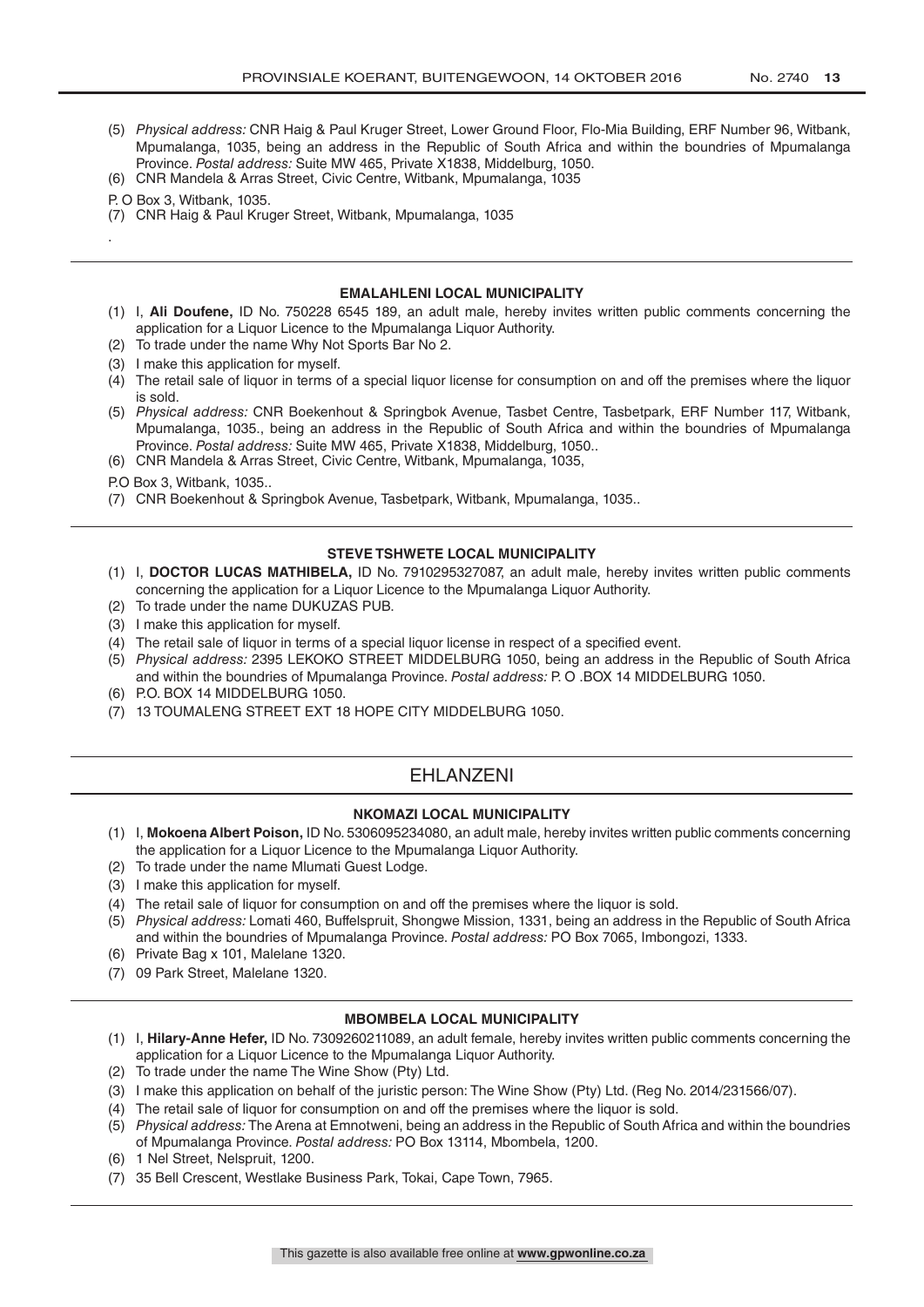(5) *Physical address:* CNR Haig & Paul Kruger Street, Lower Ground Floor, Flo-Mia Building, ERF Number 96, Witbank, Mpumalanga, 1035, being an address in the Republic of South Africa and within the boundries of Mpumalanga Province. *Postal address:* Suite MW 465, Private X1838, Middelburg, 1050.

(6) CNR Mandela & Arras Street, Civic Centre, Witbank, Mpumalanga, 1035

P. O Box 3, Witbank, 1035.

(7) CNR Haig & Paul Kruger Street, Witbank, Mpumalanga, 1035

.

---

### EMALAHLENI LOCAL MUNICIPALITY

(1) I, **Ali Doufene,** ID No. 750228 6545 189, an adult male, hereby invites written public comments concerning the application for a Liquor Licence to the Mpumalanga Liquor Authority.

(2) To trade under the name Why Not Sports Bar No 2.

(3) I make this application for myself.

(4) The retail sale of liquor in terms of a special liquor license for consumption on and off the premises where the liquor is sold.

(5) *Physical address:* CNR Boekenhout & Springbok Avenue, Tasbet Centre, Tasbetpark, ERF Number 117, Witbank, Mpumalanga, 1035., being an address in the Republic of South Africa and within the boundries of Mpumalanga Province. *Postal address:* Suite MW 465, Private X1838, Middelburg, 1050..

(6) CNR Mandela & Arras Street, Civic Centre, Witbank, Mpumalanga, 1035,

P.O Box 3, Witbank, 1035..

(7) CNR Boekenhout & Springbok Avenue, Tasbetpark, Witbank, Mpumalanga, 1035..

---

### STEVE TSHWETE LOCAL MUNICIPALITY

(1) I, **DOCTOR LUCAS MATHIBELA,** ID No. 7910295327087, an adult male, hereby invites written public comments concerning the application for a Liquor Licence to the Mpumalanga Liquor Authority.

(2) To trade under the name DUKUZAS PUB.

(3) I make this application for myself.

(4) The retail sale of liquor in terms of a special liquor license in respect of a specified event.

(5) *Physical address:* 2395 LEKOKO STREET MIDDELBURG 1050, being an address in the Republic of South Africa and within the boundries of Mpumalanga Province. *Postal address:* P. O .BOX 14 MIDDELBURG 1050.

(6) P.O. BOX 14 MIDDELBURG 1050.

(7) 13 TOUMALENG STREET EXT 18 HOPE CITY MIDDELBURG 1050.

---

## EHLANZENI

### NKOMAZI LOCAL MUNICIPALITY

(1) I, **Mokoena Albert Poison,** ID No. 5306095234080, an adult male, hereby invites written public comments concerning the application for a Liquor Licence to the Mpumalanga Liquor Authority.

(2) To trade under the name Mlumati Guest Lodge.

(3) I make this application for myself.

(4) The retail sale of liquor for consumption on and off the premises where the liquor is sold.

(5) *Physical address:* Lomati 460, Buffelspruit, Shongwe Mission, 1331, being an address in the Republic of South Africa and within the boundries of Mpumalanga Province. *Postal address:* PO Box 7065, Imbongozi, 1333.

(6) Private Bag x 101, Malelane 1320.

(7) 09 Park Street, Malelane 1320.

---

### MBOMBELA LOCAL MUNICIPALITY

(1) I, **Hilary-Anne Hefer,** ID No. 7309260211089, an adult female, hereby invites written public comments concerning the application for a Liquor Licence to the Mpumalanga Liquor Authority.

(2) To trade under the name The Wine Show (Pty) Ltd.

(3) I make this application on behalf of the juristic person: The Wine Show (Pty) Ltd. (Reg No. 2014/231566/07).

(4) The retail sale of liquor for consumption on and off the premises where the liquor is sold.

(5) *Physical address:* The Arena at Emnotweni, being an address in the Republic of South Africa and within the boundries of Mpumalanga Province. *Postal address:* PO Box 13114, Mbombela, 1200.

(6) 1 Nel Street, Nelspruit, 1200.

(7) 35 Bell Crescent, Westlake Business Park, Tokai, Cape Town, 7965.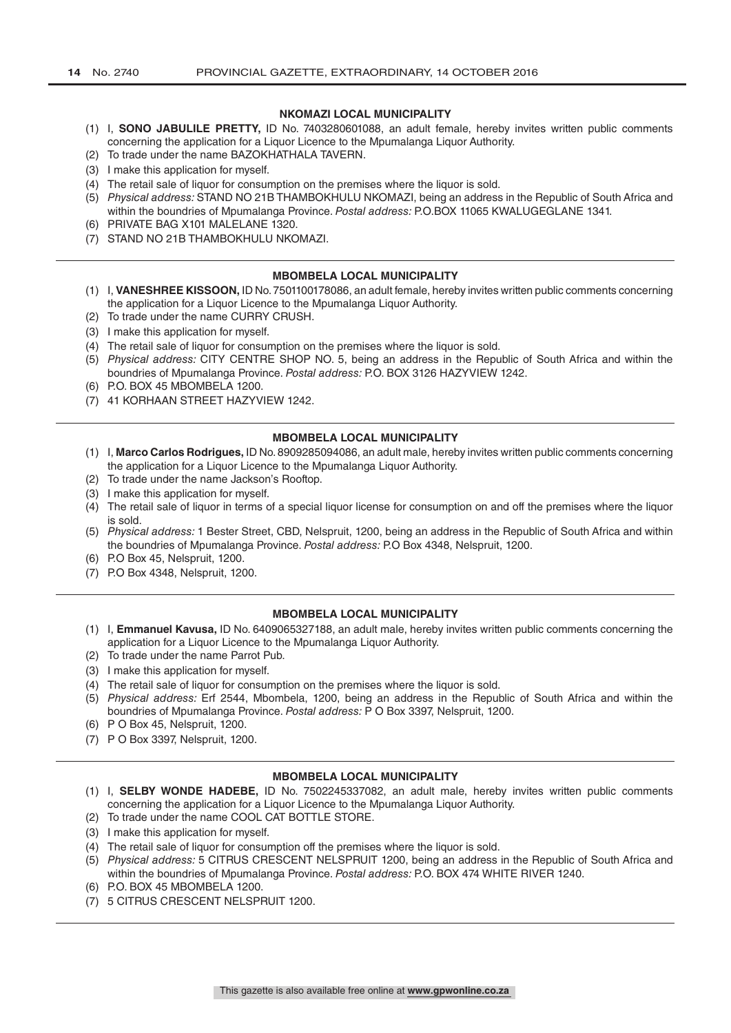#### NKOMAZI LOCAL MUNICIPALITY

(1) I, **SONO JABULILE PRETTY,** ID No. 7403280601088, an adult female, hereby invites written public comments concerning the application for a Liquor Licence to the Mpumalanga Liquor Authority.
(2) To trade under the name BAZOKHATHALA TAVERN.
(3) I make this application for myself.
(4) The retail sale of liquor for consumption on the premises where the liquor is sold.
(5) *Physical address:* STAND NO 21B THAMBOKHULU NKOMAZI, being an address in the Republic of South Africa and within the boundries of Mpumalanga Province. *Postal address:* P.O.BOX 11065 KWALUGEGLANE 1341.
(6) PRIVATE BAG X101 MALELANE 1320.
(7) STAND NO 21B THAMBOKHULU NKOMAZI.

---

#### MBOMBELA LOCAL MUNICIPALITY

(1) I, **VANESHREE KISSOON,** ID No. 7501100178086, an adult female, hereby invites written public comments concerning the application for a Liquor Licence to the Mpumalanga Liquor Authority.
(2) To trade under the name CURRY CRUSH.
(3) I make this application for myself.
(4) The retail sale of liquor for consumption on the premises where the liquor is sold.
(5) *Physical address:* CITY CENTRE SHOP NO. 5, being an address in the Republic of South Africa and within the boundries of Mpumalanga Province. *Postal address:* P.O. BOX 3126 HAZYVIEW 1242.
(6) P.O. BOX 45 MBOMBELA 1200.
(7) 41 KORHAAN STREET HAZYVIEW 1242.

---

#### MBOMBELA LOCAL MUNICIPALITY

(1) I, **Marco Carlos Rodrigues,** ID No. 8909285094086, an adult male, hereby invites written public comments concerning the application for a Liquor Licence to the Mpumalanga Liquor Authority.
(2) To trade under the name Jackson's Rooftop.
(3) I make this application for myself.
(4) The retail sale of liquor in terms of a special liquor license for consumption on and off the premises where the liquor is sold.
(5) *Physical address:* 1 Bester Street, CBD, Nelspruit, 1200, being an address in the Republic of South Africa and within the boundries of Mpumalanga Province. *Postal address:* P.O Box 4348, Nelspruit, 1200.
(6) P.O Box 45, Nelspruit, 1200.
(7) P.O Box 4348, Nelspruit, 1200.

---

#### MBOMBELA LOCAL MUNICIPALITY

(1) I, **Emmanuel Kavusa,** ID No. 6409065327188, an adult male, hereby invites written public comments concerning the application for a Liquor Licence to the Mpumalanga Liquor Authority.
(2) To trade under the name Parrot Pub.
(3) I make this application for myself.
(4) The retail sale of liquor for consumption on the premises where the liquor is sold.
(5) *Physical address:* Erf 2544, Mbombela, 1200, being an address in the Republic of South Africa and within the boundries of Mpumalanga Province. *Postal address:* P O Box 3397, Nelspruit, 1200.
(6) P O Box 45, Nelspruit, 1200.
(7) P O Box 3397, Nelspruit, 1200.

---

#### MBOMBELA LOCAL MUNICIPALITY

(1) I, **SELBY WONDE HADEBE,** ID No. 7502245337082, an adult male, hereby invites written public comments concerning the application for a Liquor Licence to the Mpumalanga Liquor Authority.
(2) To trade under the name COOL CAT BOTTLE STORE.
(3) I make this application for myself.
(4) The retail sale of liquor for consumption off the premises where the liquor is sold.
(5) *Physical address:* 5 CITRUS CRESCENT NELSPRUIT 1200, being an address in the Republic of South Africa and within the boundries of Mpumalanga Province. *Postal address:* P.O. BOX 474 WHITE RIVER 1240.
(6) P.O. BOX 45 MBOMBELA 1200.
(7) 5 CITRUS CRESCENT NELSPRUIT 1200.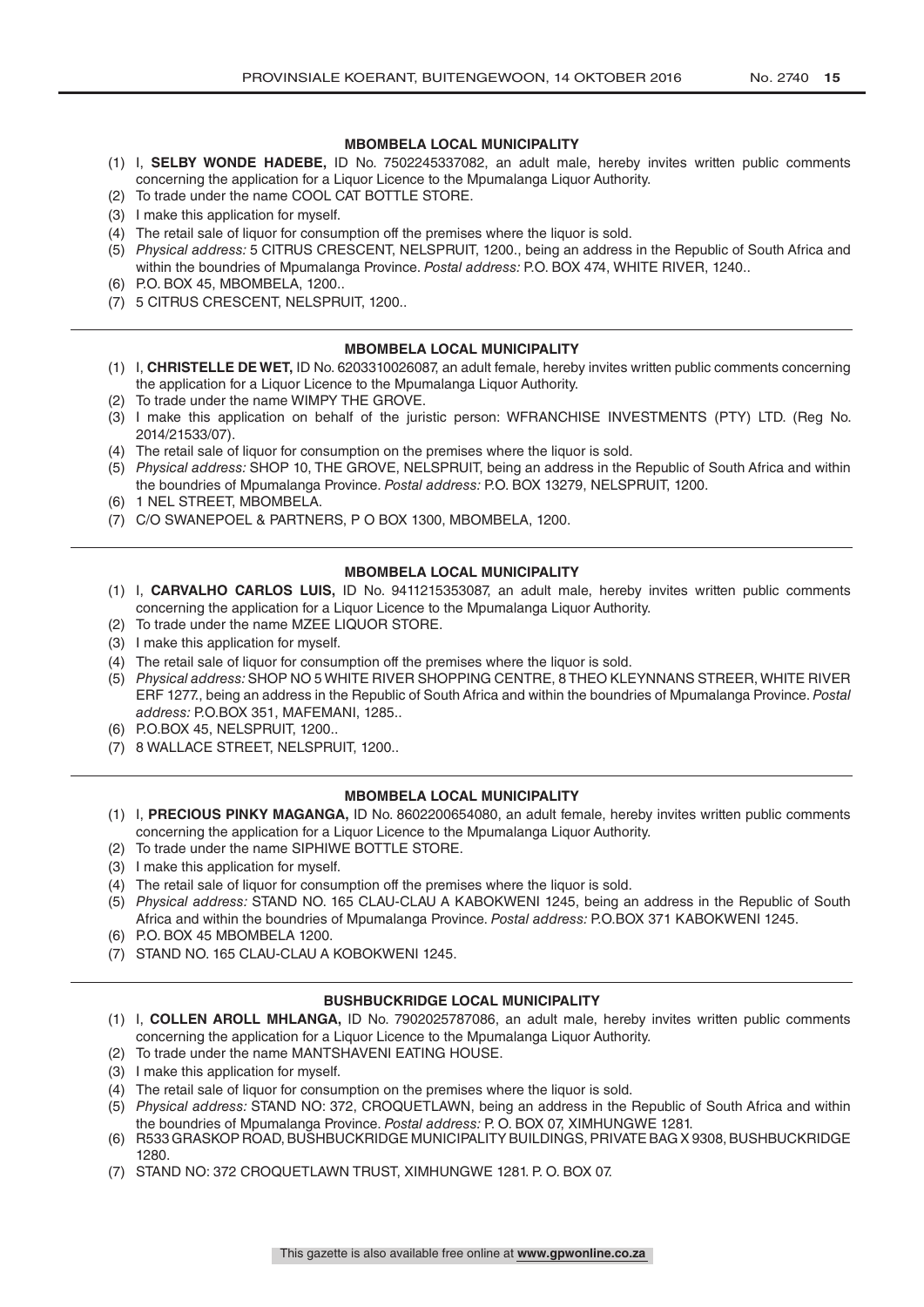### MBOMBELA LOCAL MUNICIPALITY

(1) I, **SELBY WONDE HADEBE,** ID No. 7502245337082, an adult male, hereby invites written public comments concerning the application for a Liquor Licence to the Mpumalanga Liquor Authority.
(2) To trade under the name COOL CAT BOTTLE STORE.
(3) I make this application for myself.
(4) The retail sale of liquor for consumption off the premises where the liquor is sold.
(5) *Physical address:* 5 CITRUS CRESCENT, NELSPRUIT, 1200., being an address in the Republic of South Africa and within the boundries of Mpumalanga Province. *Postal address:* P.O. BOX 474, WHITE RIVER, 1240..
(6) P.O. BOX 45, MBOMBELA, 1200..
(7) 5 CITRUS CRESCENT, NELSPRUIT, 1200..

---

### MBOMBELA LOCAL MUNICIPALITY

(1) I, **CHRISTELLE DE WET,** ID No. 6203310026087, an adult female, hereby invites written public comments concerning the application for a Liquor Licence to the Mpumalanga Liquor Authority.
(2) To trade under the name WIMPY THE GROVE.
(3) I make this application on behalf of the juristic person: WFRANCHISE INVESTMENTS (PTY) LTD. (Reg No. 2014/21533/07).
(4) The retail sale of liquor for consumption on the premises where the liquor is sold.
(5) *Physical address:* SHOP 10, THE GROVE, NELSPRUIT, being an address in the Republic of South Africa and within the boundries of Mpumalanga Province. *Postal address:* P.O. BOX 13279, NELSPRUIT, 1200.
(6) 1 NEL STREET, MBOMBELA.
(7) C/O SWANEPOEL & PARTNERS, P O BOX 1300, MBOMBELA, 1200.

---

### MBOMBELA LOCAL MUNICIPALITY

(1) I, **CARVALHO CARLOS LUIS,** ID No. 9411215353087, an adult male, hereby invites written public comments concerning the application for a Liquor Licence to the Mpumalanga Liquor Authority.
(2) To trade under the name MZEE LIQUOR STORE.
(3) I make this application for myself.
(4) The retail sale of liquor for consumption off the premises where the liquor is sold.
(5) *Physical address:* SHOP NO 5 WHITE RIVER SHOPPING CENTRE, 8 THEO KLEYNNANS STREER, WHITE RIVER ERF 1277., being an address in the Republic of South Africa and within the boundries of Mpumalanga Province. *Postal address:* P.O.BOX 351, MAFEMANI, 1285..
(6) P.O.BOX 45, NELSPRUIT, 1200..
(7) 8 WALLACE STREET, NELSPRUIT, 1200..

---

### MBOMBELA LOCAL MUNICIPALITY

(1) I, **PRECIOUS PINKY MAGANGA,** ID No. 8602200654080, an adult female, hereby invites written public comments concerning the application for a Liquor Licence to the Mpumalanga Liquor Authority.
(2) To trade under the name SIPHIWE BOTTLE STORE.
(3) I make this application for myself.
(4) The retail sale of liquor for consumption off the premises where the liquor is sold.
(5) *Physical address:* STAND NO. 165 CLAU-CLAU A KABOKWENI 1245, being an address in the Republic of South Africa and within the boundries of Mpumalanga Province. *Postal address:* P.O.BOX 371 KABOKWENI 1245.
(6) P.O. BOX 45 MBOMBELA 1200.
(7) STAND NO. 165 CLAU-CLAU A KOBOKWENI 1245.

---

### BUSHBUCKRIDGE LOCAL MUNICIPALITY

(1) I, **COLLEN AROLL MHLANGA,** ID No. 7902025787086, an adult male, hereby invites written public comments concerning the application for a Liquor Licence to the Mpumalanga Liquor Authority.
(2) To trade under the name MANTSHAVENI EATING HOUSE.
(3) I make this application for myself.
(4) The retail sale of liquor for consumption on the premises where the liquor is sold.
(5) *Physical address:* STAND NO: 372, CROQUETLAWN, being an address in the Republic of South Africa and within the boundries of Mpumalanga Province. *Postal address:* P. O. BOX 07, XIMHUNGWE 1281.
(6) R533 GRASKOP ROAD, BUSHBUCKRIDGE MUNICIPALITY BUILDINGS, PRIVATE BAG X 9308, BUSHBUCKRIDGE 1280.
(7) STAND NO: 372 CROQUETLAWN TRUST, XIMHUNGWE 1281. P. O. BOX 07.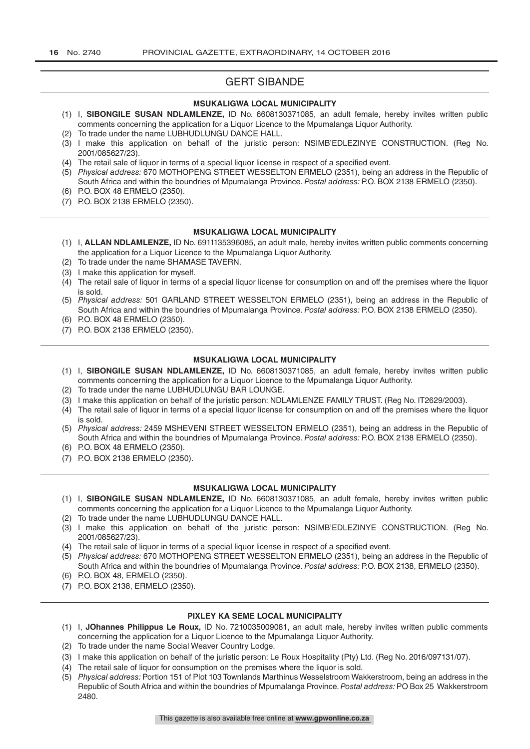## GERT SIBANDE

### MSUKALIGWA LOCAL MUNICIPALITY

(1) I, **SIBONGILE SUSAN NDLAMLENZE,** ID No. 6608130371085, an adult female, hereby invites written public comments concerning the application for a Liquor Licence to the Mpumalanga Liquor Authority.
(2) To trade under the name LUBHUDLUNGU DANCE HALL.
(3) I make this application on behalf of the juristic person: NSIMB'EDLEZINYE CONSTRUCTION. (Reg No. 2001/085627/23).
(4) The retail sale of liquor in terms of a special liquor license in respect of a specified event.
(5) *Physical address:* 670 MOTHOPENG STREET WESSELTON ERMELO (2351), being an address in the Republic of South Africa and within the boundries of Mpumalanga Province. *Postal address:* P.O. BOX 2138 ERMELO (2350).
(6) P.O. BOX 48 ERMELO (2350).
(7) P.O. BOX 2138 ERMELO (2350).

---

### MSUKALIGWA LOCAL MUNICIPALITY

(1) I, **ALLAN NDLAMLENZE,** ID No. 6911135396085, an adult male, hereby invites written public comments concerning the application for a Liquor Licence to the Mpumalanga Liquor Authority.
(2) To trade under the name SHAMASE TAVERN.
(3) I make this application for myself.
(4) The retail sale of liquor in terms of a special liquor license for consumption on and off the premises where the liquor is sold.
(5) *Physical address:* 501 GARLAND STREET WESSELTON ERMELO (2351), being an address in the Republic of South Africa and within the boundries of Mpumalanga Province. *Postal address:* P.O. BOX 2138 ERMELO (2350).
(6) P.O. BOX 48 ERMELO (2350).
(7) P.O. BOX 2138 ERMELO (2350).

---

### MSUKALIGWA LOCAL MUNICIPALITY

(1) I, **SIBONGILE SUSAN NDLAMLENZE,** ID No. 6608130371085, an adult female, hereby invites written public comments concerning the application for a Liquor Licence to the Mpumalanga Liquor Authority.
(2) To trade under the name LUBHUDLUNGU BAR LOUNGE.
(3) I make this application on behalf of the juristic person: NDLAMLENZE FAMILY TRUST. (Reg No. IT2629/2003).
(4) The retail sale of liquor in terms of a special liquor license for consumption on and off the premises where the liquor is sold.
(5) *Physical address:* 2459 MSHEVENI STREET WESSELTON ERMELO (2351), being an address in the Republic of South Africa and within the boundries of Mpumalanga Province. *Postal address:* P.O. BOX 2138 ERMELO (2350).
(6) P.O. BOX 48 ERMELO (2350).
(7) P.O. BOX 2138 ERMELO (2350).

---

### MSUKALIGWA LOCAL MUNICIPALITY

(1) I, **SIBONGILE SUSAN NDLAMLENZE,** ID No. 6608130371085, an adult female, hereby invites written public comments concerning the application for a Liquor Licence to the Mpumalanga Liquor Authority.
(2) To trade under the name LUBHUDLUNGU DANCE HALL.
(3) I make this application on behalf of the juristic person: NSIMB'EDLEZINYE CONSTRUCTION. (Reg No. 2001/085627/23).
(4) The retail sale of liquor in terms of a special liquor license in respect of a specified event.
(5) *Physical address:* 670 MOTHOPENG STREET WESSELTON ERMELO (2351), being an address in the Republic of South Africa and within the boundries of Mpumalanga Province. *Postal address:* P.O. BOX 2138, ERMELO (2350).
(6) P.O. BOX 48, ERMELO (2350).
(7) P.O. BOX 2138, ERMELO (2350).

---

### PIXLEY KA SEME LOCAL MUNICIPALITY

(1) I, **JOhannes Philippus Le Roux,** ID No. 7210035009081, an adult male, hereby invites written public comments concerning the application for a Liquor Licence to the Mpumalanga Liquor Authority.
(2) To trade under the name Social Weaver Country Lodge.
(3) I make this application on behalf of the juristic person: Le Roux Hospitality (Pty) Ltd. (Reg No. 2016/097131/07).
(4) The retail sale of liquor for consumption on the premises where the liquor is sold.
(5) *Physical address:* Portion 151 of Plot 103 Townlands Marthinus Wesselstroom Wakkerstroom, being an address in the Republic of South Africa and within the boundries of Mpumalanga Province. *Postal address:* PO Box 25 Wakkerstroom 2480.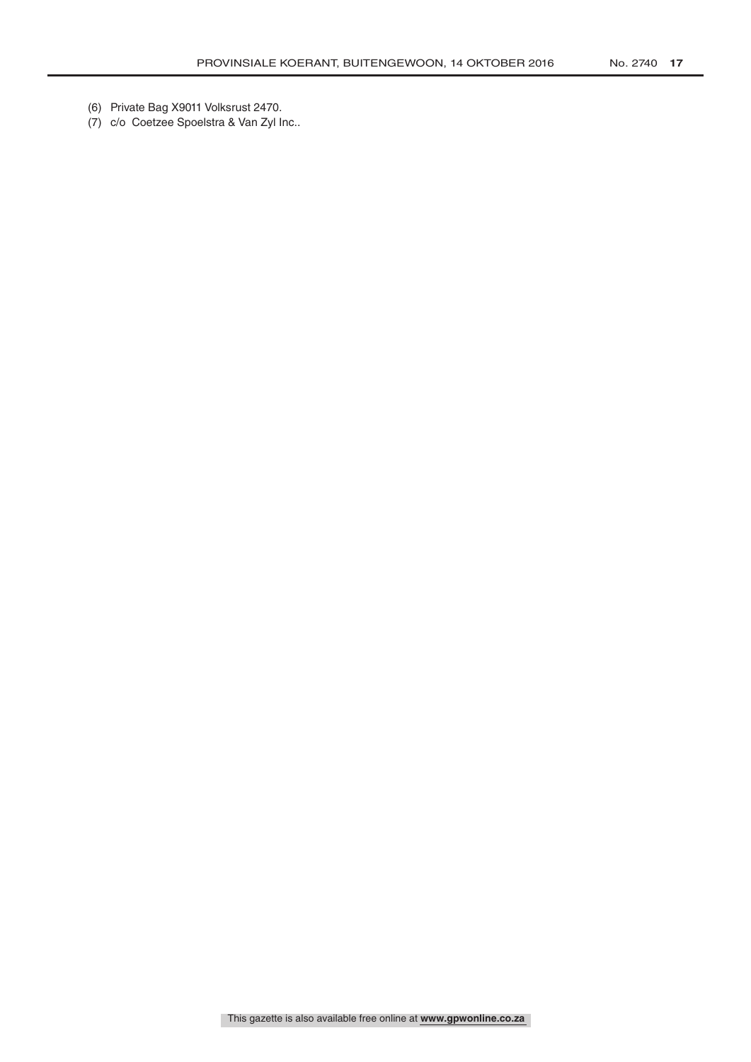(6) Private Bag X9011 Volksrust 2470.

(7) c/o Coetzee Spoelstra & Van Zyl Inc..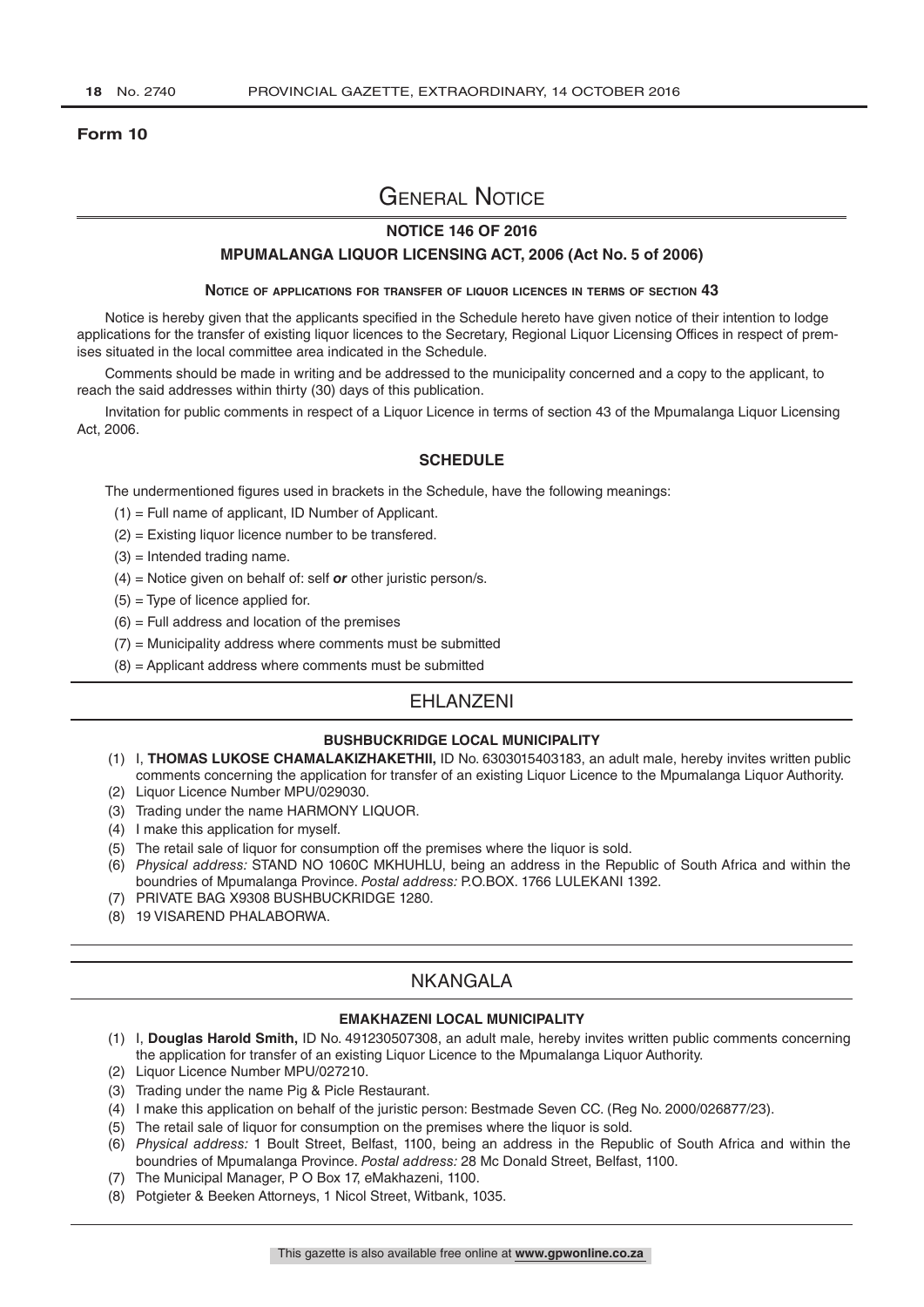**Form 10**

# General Notice

## NOTICE 146 OF 2016

## MPUMALANGA LIQUOR LICENSING ACT, 2006 (Act No. 5 of 2006)

### Notice of applications for transfer of liquor licences in terms of section 43

Notice is hereby given that the applicants specified in the Schedule hereto have given notice of their intention to lodge applications for the transfer of existing liquor licences to the Secretary, Regional Liquor Licensing Offices in respect of premises situated in the local committee area indicated in the Schedule.

Comments should be made in writing and be addressed to the municipality concerned and a copy to the applicant, to reach the said addresses within thirty (30) days of this publication.

Invitation for public comments in respect of a Liquor Licence in terms of section 43 of the Mpumalanga Liquor Licensing Act, 2006.

### SCHEDULE

The undermentioned figures used in brackets in the Schedule, have the following meanings:

(1) = Full name of applicant, ID Number of Applicant.

(2) = Existing liquor licence number to be transfered.

(3) = Intended trading name.

(4) = Notice given on behalf of: self ***or*** other juristic person/s.

(5) = Type of licence applied for.

(6) = Full address and location of the premises

(7) = Municipality address where comments must be submitted

(8) = Applicant address where comments must be submitted

## EHLANZENI

### BUSHBUCKRIDGE LOCAL MUNICIPALITY

(1) I, **THOMAS LUKOSE CHAMALAKIZHAKETHII,** ID No. 6303015403183, an adult male, hereby invites written public comments concerning the application for transfer of an existing Liquor Licence to the Mpumalanga Liquor Authority.

(2) Liquor Licence Number MPU/029030.

(3) Trading under the name HARMONY LIQUOR.

(4) I make this application for myself.

(5) The retail sale of liquor for consumption off the premises where the liquor is sold.

(6) *Physical address:* STAND NO 1060C MKHUHLU, being an address in the Republic of South Africa and within the boundries of Mpumalanga Province. *Postal address:* P.O.BOX. 1766 LULEKANI 1392.

(7) PRIVATE BAG X9308 BUSHBUCKRIDGE 1280.

(8) 19 VISAREND PHALABORWA.

## NKANGALA

### EMAKHAZENI LOCAL MUNICIPALITY

(1) I, **Douglas Harold Smith,** ID No. 491230507308, an adult male, hereby invites written public comments concerning the application for transfer of an existing Liquor Licence to the Mpumalanga Liquor Authority.

(2) Liquor Licence Number MPU/027210.

(3) Trading under the name Pig & Picle Restaurant.

(4) I make this application on behalf of the juristic person: Bestmade Seven CC. (Reg No. 2000/026877/23).

(5) The retail sale of liquor for consumption on the premises where the liquor is sold.

(6) *Physical address:* 1 Boult Street, Belfast, 1100, being an address in the Republic of South Africa and within the boundries of Mpumalanga Province. *Postal address:* 28 Mc Donald Street, Belfast, 1100.

(7) The Municipal Manager, P O Box 17, eMakhazeni, 1100.

(8) Potgieter & Beeken Attorneys, 1 Nicol Street, Witbank, 1035.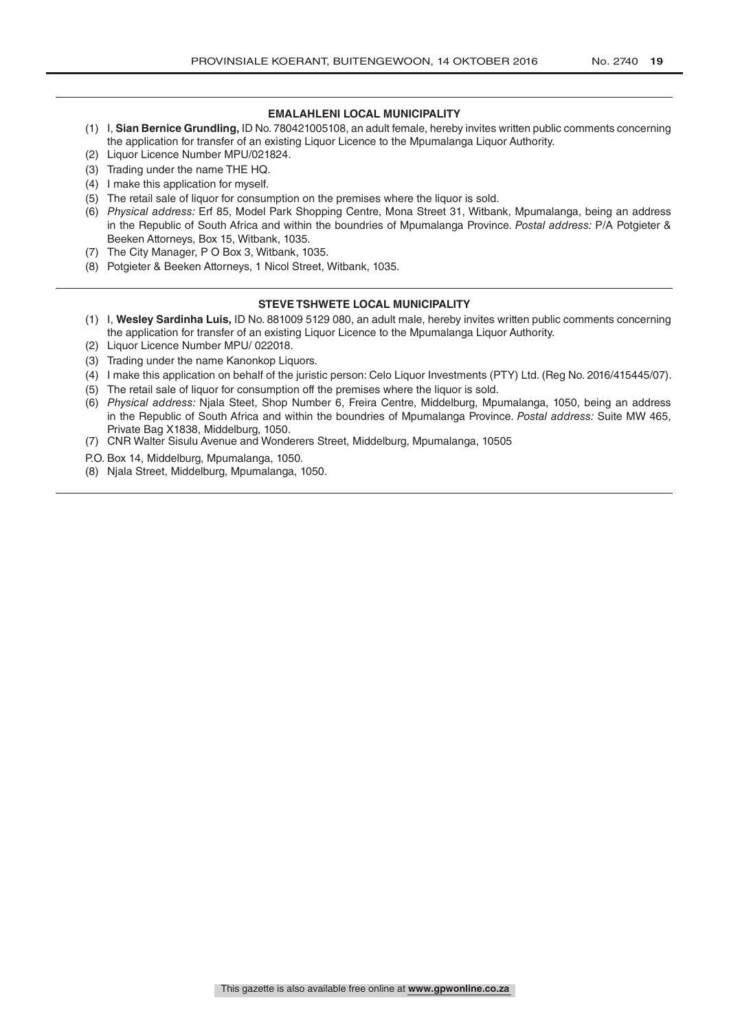### EMALAHLENI LOCAL MUNICIPALITY

(1) I, **Sian Bernice Grundling,** ID No. 780421005108, an adult female, hereby invites written public comments concerning the application for transfer of an existing Liquor Licence to the Mpumalanga Liquor Authority.
(2) Liquor Licence Number MPU/021824.
(3) Trading under the name THE HQ.
(4) I make this application for myself.
(5) The retail sale of liquor for consumption on the premises where the liquor is sold.
(6) *Physical address:* Erf 85, Model Park Shopping Centre, Mona Street 31, Witbank, Mpumalanga, being an address in the Republic of South Africa and within the boundries of Mpumalanga Province. *Postal address:* P/A Potgieter & Beeken Attorneys, Box 15, Witbank, 1035.
(7) The City Manager, P O Box 3, Witbank, 1035.
(8) Potgieter & Beeken Attorneys, 1 Nicol Street, Witbank, 1035.

---

### STEVE TSHWETE LOCAL MUNICIPALITY

(1) I, **Wesley Sardinha Luis,** ID No. 881009 5129 080, an adult male, hereby invites written public comments concerning the application for transfer of an existing Liquor Licence to the Mpumalanga Liquor Authority.
(2) Liquor Licence Number MPU/ 022018.
(3) Trading under the name Kanonkop Liquors.
(4) I make this application on behalf of the juristic person: Celo Liquor Investments (PTY) Ltd. (Reg No. 2016/415445/07).
(5) The retail sale of liquor for consumption off the premises where the liquor is sold.
(6) *Physical address:* Njala Steet, Shop Number 6, Freira Centre, Middelburg, Mpumalanga, 1050, being an address in the Republic of South Africa and within the boundries of Mpumalanga Province. *Postal address:* Suite MW 465, Private Bag X1838, Middelburg, 1050.
(7) CNR Walter Sisulu Avenue and Wonderers Street, Middelburg, Mpumalanga, 10505

P.O. Box 14, Middelburg, Mpumalanga, 1050.

(8) Njala Street, Middelburg, Mpumalanga, 1050.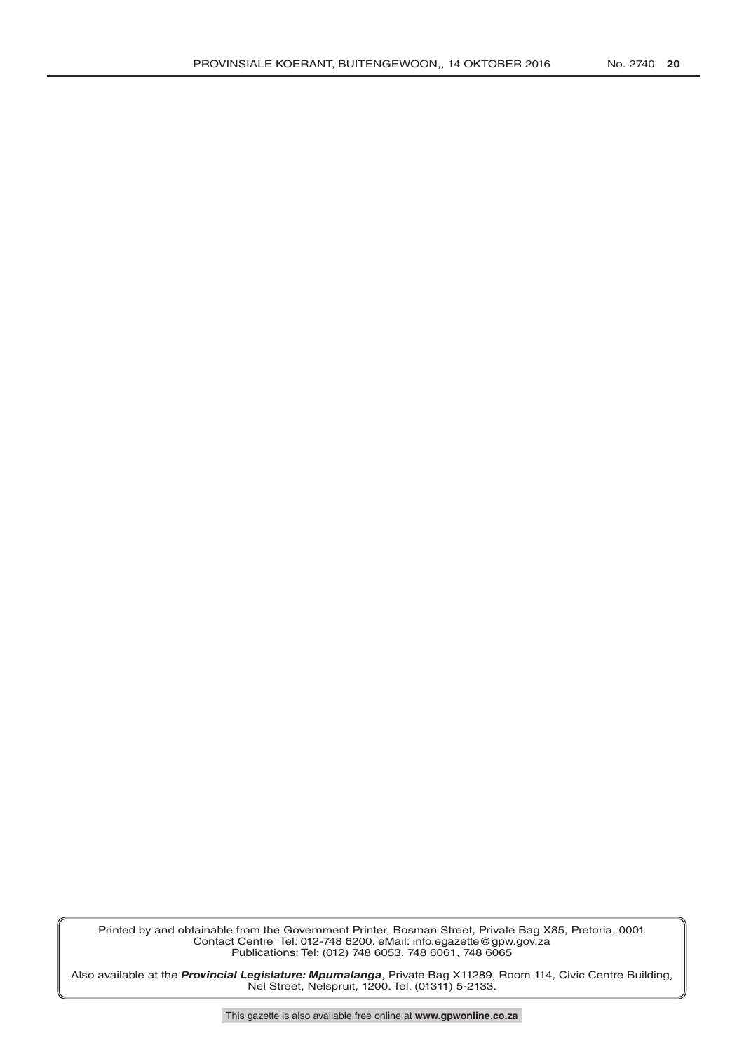Printed by and obtainable from the Government Printer, Bosman Street, Private Bag X85, Pretoria, 0001.
Contact Centre Tel: 012-748 6200. eMail: info.egazette@gpw.gov.za
Publications: Tel: (012) 748 6053, 748 6061, 748 6065

Also available at the ***Provincial Legislature: Mpumalanga***, Private Bag X11289, Room 114, Civic Centre Building, Nel Street, Nelspruit, 1200. Tel. (01311) 5-2133.

This gazette is also available free online at **www.gpwonline.co.za**